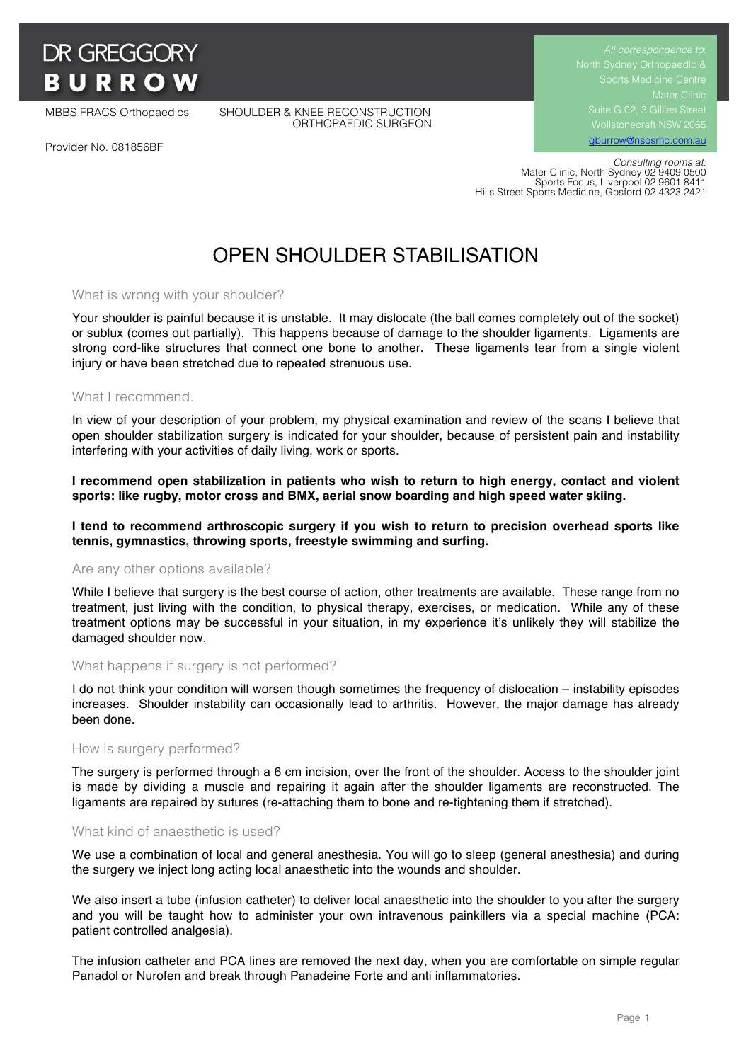# DR GREGGORY BURROW

MBBS FRACS Orthopaedics

SHOULDER & KNEE RECONSTRUCTION ORTHOPAEDIC SURGEON

Provider No. 081856BF

*All correspondence to:*
North Sydney Orthopaedic & Sports Medicine Centre
Mater Clinic
Suite G.02, 3 Gillies Street
Wollstonecraft NSW 2065
gburrow@nsosmc.com.au

*Consulting rooms at:*
Mater Clinic, North Sydney 02 9409 0500
Sports Focus, Liverpool 02 9601 8411
Hills Street Sports Medicine, Gosford 02 4323 2421

# OPEN SHOULDER STABILISATION

## What is wrong with your shoulder?

Your shoulder is painful because it is unstable. It may dislocate (the ball comes completely out of the socket) or sublux (comes out partially). This happens because of damage to the shoulder ligaments. Ligaments are strong cord-like structures that connect one bone to another. These ligaments tear from a single violent injury or have been stretched due to repeated strenuous use.

## What I recommend.

In view of your description of your problem, my physical examination and review of the scans I believe that open shoulder stabilization surgery is indicated for your shoulder, because of persistent pain and instability interfering with your activities of daily living, work or sports.

**I recommend open stabilization in patients who wish to return to high energy, contact and violent sports: like rugby, motor cross and BMX, aerial snow boarding and high speed water skiing.**

**I tend to recommend arthroscopic surgery if you wish to return to precision overhead sports like tennis, gymnastics, throwing sports, freestyle swimming and surfing.**

## Are any other options available?

While I believe that surgery is the best course of action, other treatments are available. These range from no treatment, just living with the condition, to physical therapy, exercises, or medication. While any of these treatment options may be successful in your situation, in my experience it's unlikely they will stabilize the damaged shoulder now.

## What happens if surgery is not performed?

I do not think your condition will worsen though sometimes the frequency of dislocation – instability episodes increases. Shoulder instability can occasionally lead to arthritis. However, the major damage has already been done.

## How is surgery performed?

The surgery is performed through a 6 cm incision, over the front of the shoulder. Access to the shoulder joint is made by dividing a muscle and repairing it again after the shoulder ligaments are reconstructed. The ligaments are repaired by sutures (re-attaching them to bone and re-tightening them if stretched).

## What kind of anaesthetic is used?

We use a combination of local and general anesthesia. You will go to sleep (general anesthesia) and during the surgery we inject long acting local anaesthetic into the wounds and shoulder.

We also insert a tube (infusion catheter) to deliver local anaesthetic into the shoulder to you after the surgery and you will be taught how to administer your own intravenous painkillers via a special machine (PCA: patient controlled analgesia).

The infusion catheter and PCA lines are removed the next day, when you are comfortable on simple regular Panadol or Nurofen and break through Panadeine Forte and anti inflammatories.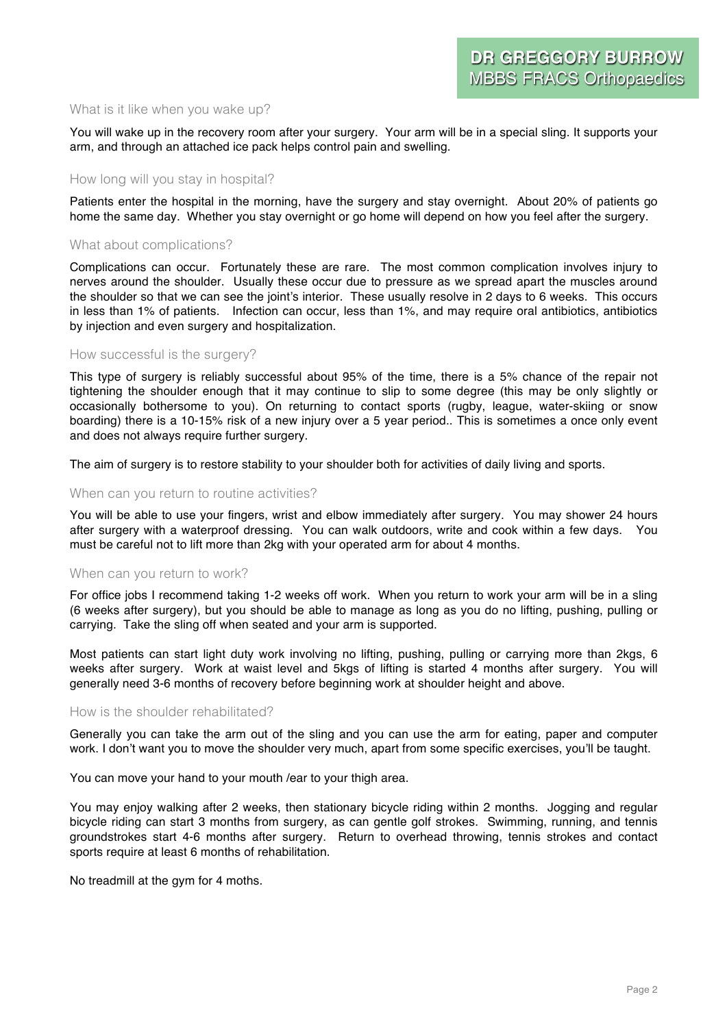## What is it like when you wake up?

You will wake up in the recovery room after your surgery. Your arm will be in a special sling. It supports your arm, and through an attached ice pack helps control pain and swelling.

## How long will you stay in hospital?

Patients enter the hospital in the morning, have the surgery and stay overnight. About 20% of patients go home the same day. Whether you stay overnight or go home will depend on how you feel after the surgery.

## What about complications?

Complications can occur. Fortunately these are rare. The most common complication involves injury to nerves around the shoulder. Usually these occur due to pressure as we spread apart the muscles around the shoulder so that we can see the joint's interior. These usually resolve in 2 days to 6 weeks. This occurs in less than 1% of patients. Infection can occur, less than 1%, and may require oral antibiotics, antibiotics by injection and even surgery and hospitalization.

## How successful is the surgery?

This type of surgery is reliably successful about 95% of the time, there is a 5% chance of the repair not tightening the shoulder enough that it may continue to slip to some degree (this may be only slightly or occasionally bothersome to you). On returning to contact sports (rugby, league, water-skiing or snow boarding) there is a 10-15% risk of a new injury over a 5 year period.. This is sometimes a once only event and does not always require further surgery.

The aim of surgery is to restore stability to your shoulder both for activities of daily living and sports.

## When can you return to routine activities?

You will be able to use your fingers, wrist and elbow immediately after surgery. You may shower 24 hours after surgery with a waterproof dressing. You can walk outdoors, write and cook within a few days. You must be careful not to lift more than 2kg with your operated arm for about 4 months.

## When can you return to work?

For office jobs I recommend taking 1-2 weeks off work. When you return to work your arm will be in a sling (6 weeks after surgery), but you should be able to manage as long as you do no lifting, pushing, pulling or carrying. Take the sling off when seated and your arm is supported.

Most patients can start light duty work involving no lifting, pushing, pulling or carrying more than 2kgs, 6 weeks after surgery. Work at waist level and 5kgs of lifting is started 4 months after surgery. You will generally need 3-6 months of recovery before beginning work at shoulder height and above.

## How is the shoulder rehabilitated?

Generally you can take the arm out of the sling and you can use the arm for eating, paper and computer work. I don't want you to move the shoulder very much, apart from some specific exercises, you'll be taught.

You can move your hand to your mouth /ear to your thigh area.

You may enjoy walking after 2 weeks, then stationary bicycle riding within 2 months. Jogging and regular bicycle riding can start 3 months from surgery, as can gentle golf strokes. Swimming, running, and tennis groundstrokes start 4-6 months after surgery. Return to overhead throwing, tennis strokes and contact sports require at least 6 months of rehabilitation.

No treadmill at the gym for 4 moths.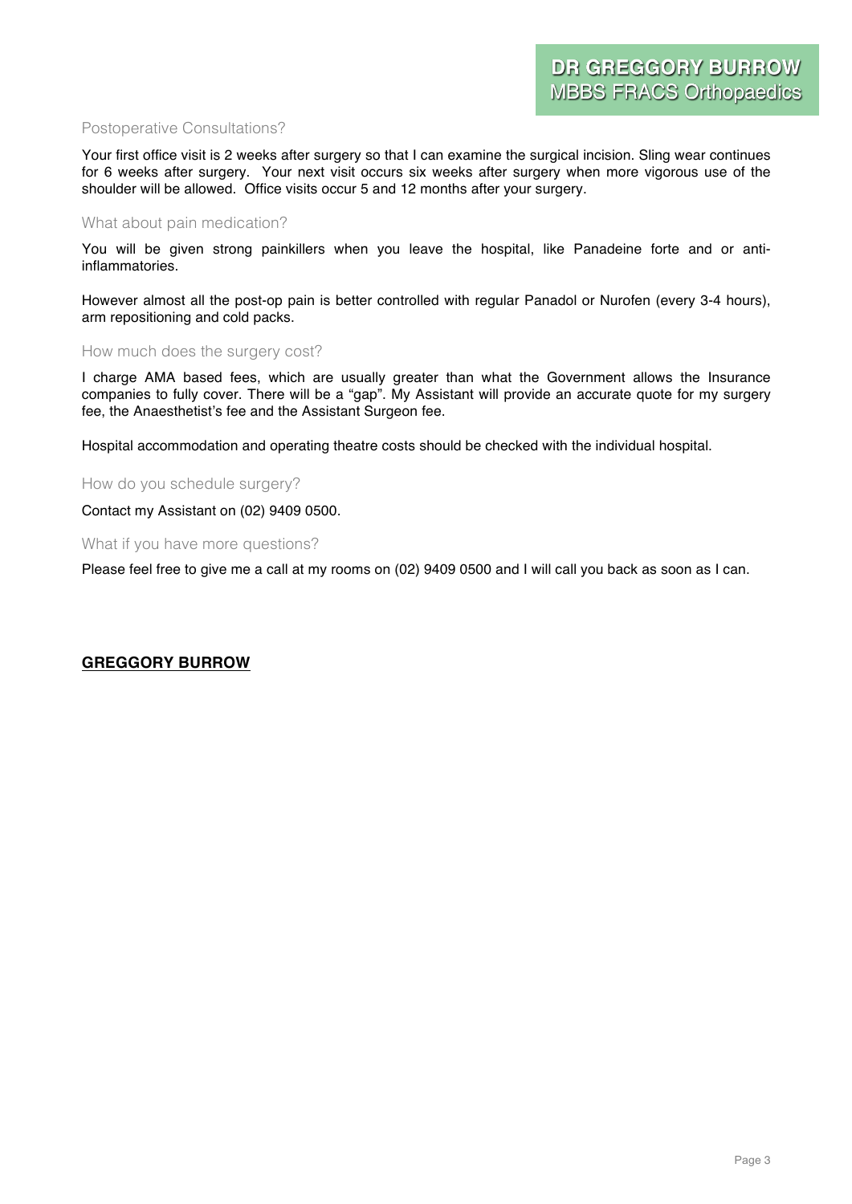### Postoperative Consultations?

Your first office visit is 2 weeks after surgery so that I can examine the surgical incision. Sling wear continues for 6 weeks after surgery. Your next visit occurs six weeks after surgery when more vigorous use of the shoulder will be allowed. Office visits occur 5 and 12 months after your surgery.

### What about pain medication?

You will be given strong painkillers when you leave the hospital, like Panadeine forte and or anti-inflammatories.

However almost all the post-op pain is better controlled with regular Panadol or Nurofen (every 3-4 hours), arm repositioning and cold packs.

### How much does the surgery cost?

I charge AMA based fees, which are usually greater than what the Government allows the Insurance companies to fully cover. There will be a "gap". My Assistant will provide an accurate quote for my surgery fee, the Anaesthetist's fee and the Assistant Surgeon fee.

Hospital accommodation and operating theatre costs should be checked with the individual hospital.

### How do you schedule surgery?

Contact my Assistant on (02) 9409 0500.

### What if you have more questions?

Please feel free to give me a call at my rooms on (02) 9409 0500 and I will call you back as soon as I can.

**GREGGORY BURROW**